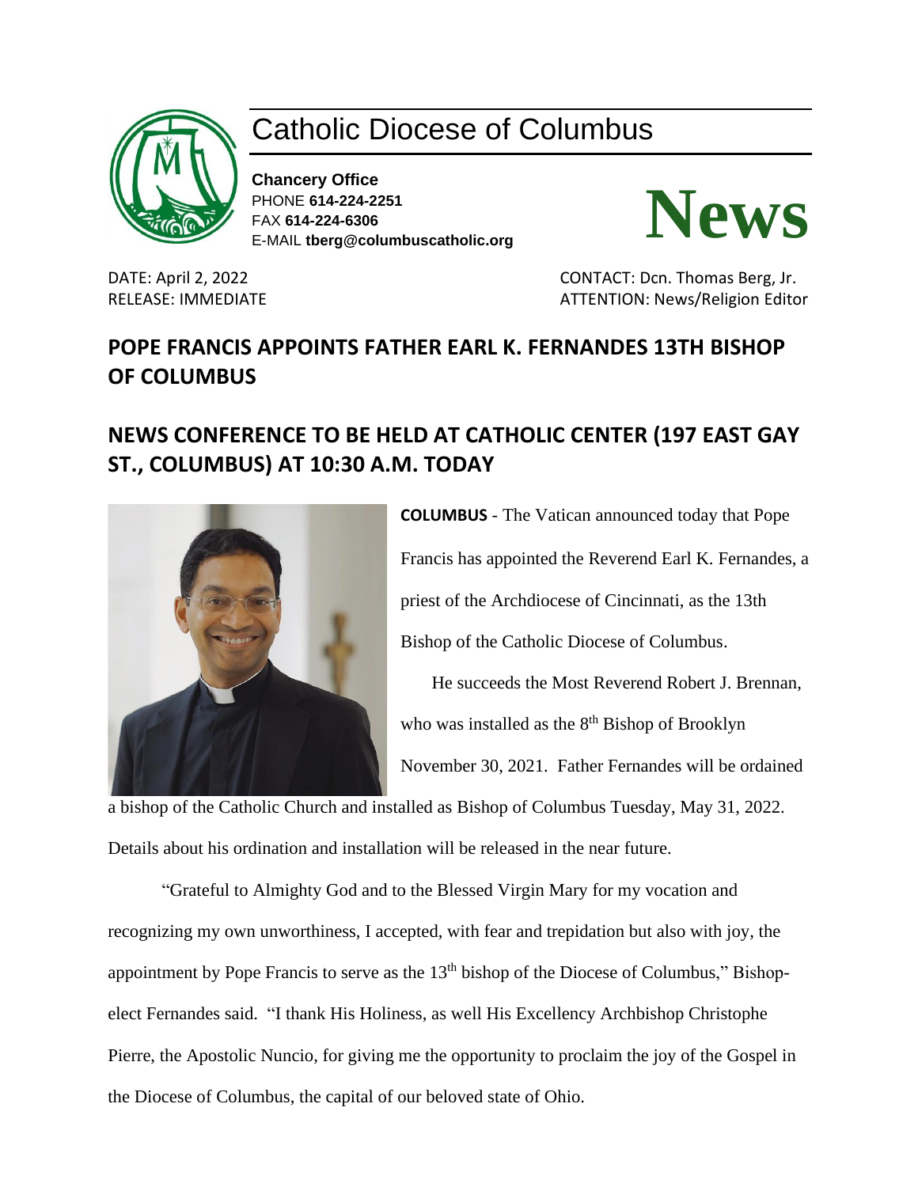# Catholic Diocese of Columbus

**Chancery Office**
PHONE **614-224-2251**
FAX **614-224-6306**
E-MAIL **tberg@columbuscatholic.org**

# News

DATE: April 2, 2022
RELEASE: IMMEDIATE

CONTACT: Dcn. Thomas Berg, Jr.
ATTENTION: News/Religion Editor

## POPE FRANCIS APPOINTS FATHER EARL K. FERNANDES 13TH BISHOP OF COLUMBUS

## NEWS CONFERENCE TO BE HELD AT CATHOLIC CENTER (197 EAST GAY ST., COLUMBUS) AT 10:30 A.M. TODAY

**COLUMBUS** - The Vatican announced today that Pope Francis has appointed the Reverend Earl K. Fernandes, a priest of the Archdiocese of Cincinnati, as the 13th Bishop of the Catholic Diocese of Columbus.

He succeeds the Most Reverend Robert J. Brennan, who was installed as the 8th Bishop of Brooklyn November 30, 2021. Father Fernandes will be ordained a bishop of the Catholic Church and installed as Bishop of Columbus Tuesday, May 31, 2022. Details about his ordination and installation will be released in the near future.

"Grateful to Almighty God and to the Blessed Virgin Mary for my vocation and recognizing my own unworthiness, I accepted, with fear and trepidation but also with joy, the appointment by Pope Francis to serve as the 13th bishop of the Diocese of Columbus," Bishop-elect Fernandes said. "I thank His Holiness, as well His Excellency Archbishop Christophe Pierre, the Apostolic Nuncio, for giving me the opportunity to proclaim the joy of the Gospel in the Diocese of Columbus, the capital of our beloved state of Ohio.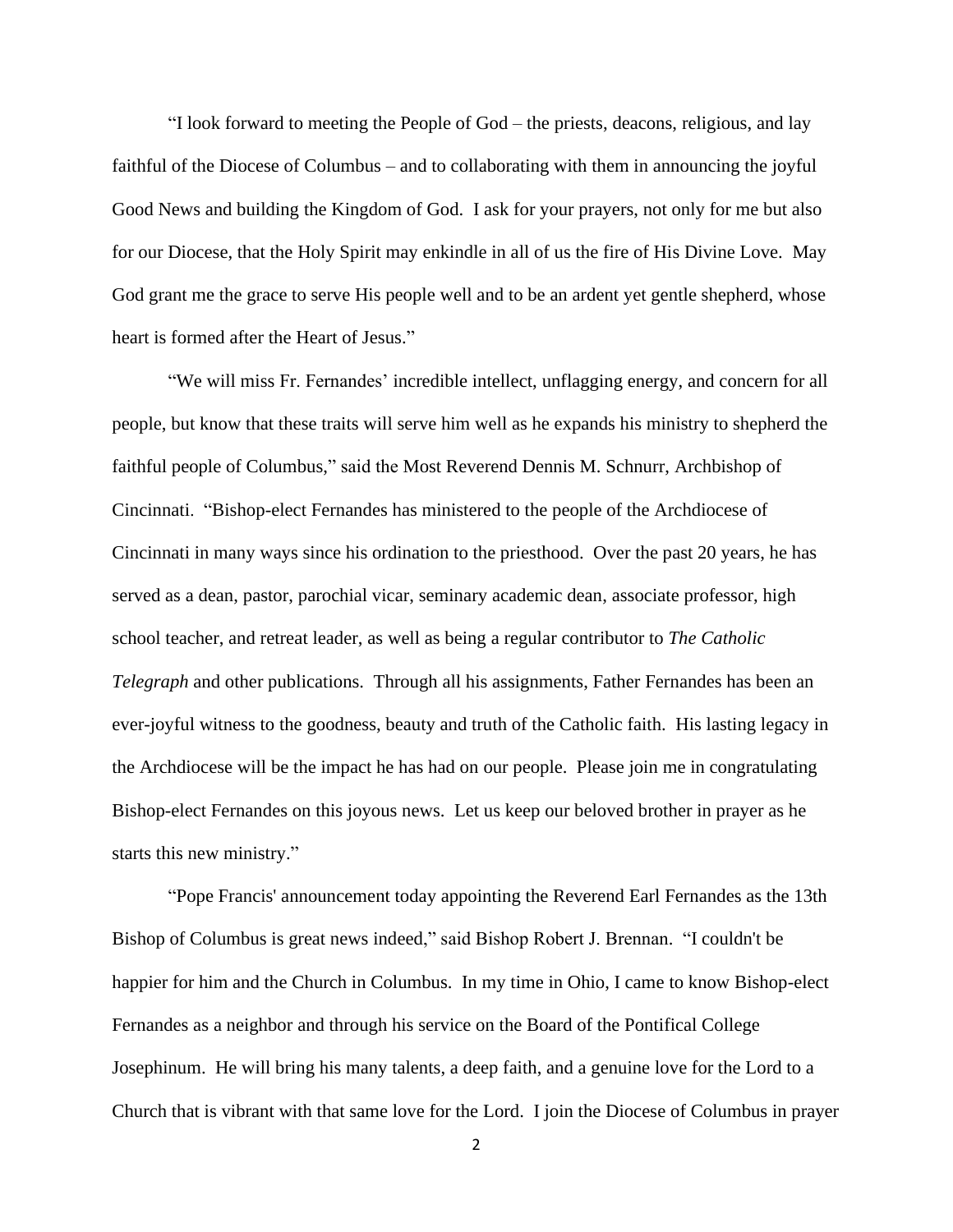"I look forward to meeting the People of God – the priests, deacons, religious, and lay faithful of the Diocese of Columbus – and to collaborating with them in announcing the joyful Good News and building the Kingdom of God. I ask for your prayers, not only for me but also for our Diocese, that the Holy Spirit may enkindle in all of us the fire of His Divine Love. May God grant me the grace to serve His people well and to be an ardent yet gentle shepherd, whose heart is formed after the Heart of Jesus."

"We will miss Fr. Fernandes' incredible intellect, unflagging energy, and concern for all people, but know that these traits will serve him well as he expands his ministry to shepherd the faithful people of Columbus," said the Most Reverend Dennis M. Schnurr, Archbishop of Cincinnati. "Bishop-elect Fernandes has ministered to the people of the Archdiocese of Cincinnati in many ways since his ordination to the priesthood. Over the past 20 years, he has served as a dean, pastor, parochial vicar, seminary academic dean, associate professor, high school teacher, and retreat leader, as well as being a regular contributor to *The Catholic Telegraph* and other publications. Through all his assignments, Father Fernandes has been an ever-joyful witness to the goodness, beauty and truth of the Catholic faith. His lasting legacy in the Archdiocese will be the impact he has had on our people. Please join me in congratulating Bishop-elect Fernandes on this joyous news. Let us keep our beloved brother in prayer as he starts this new ministry."

"Pope Francis' announcement today appointing the Reverend Earl Fernandes as the 13th Bishop of Columbus is great news indeed," said Bishop Robert J. Brennan. "I couldn't be happier for him and the Church in Columbus. In my time in Ohio, I came to know Bishop-elect Fernandes as a neighbor and through his service on the Board of the Pontifical College Josephinum. He will bring his many talents, a deep faith, and a genuine love for the Lord to a Church that is vibrant with that same love for the Lord. I join the Diocese of Columbus in prayer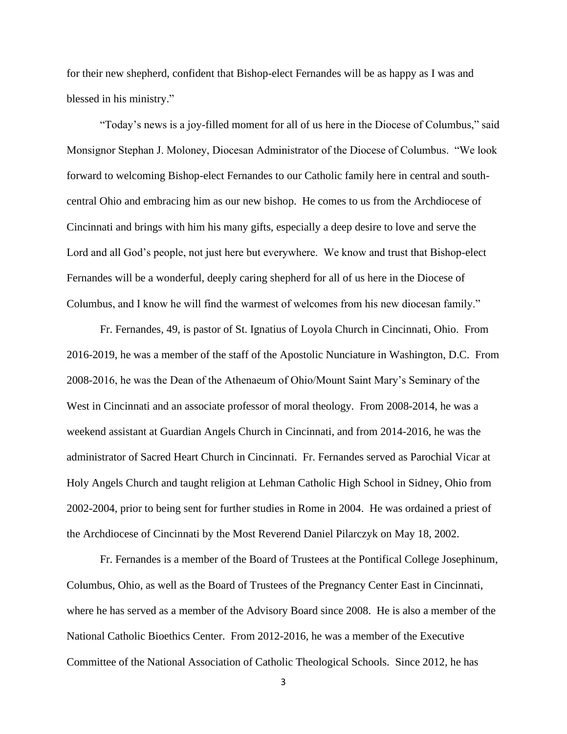for their new shepherd, confident that Bishop-elect Fernandes will be as happy as I was and blessed in his ministry."

"Today's news is a joy-filled moment for all of us here in the Diocese of Columbus," said Monsignor Stephan J. Moloney, Diocesan Administrator of the Diocese of Columbus. "We look forward to welcoming Bishop-elect Fernandes to our Catholic family here in central and south-central Ohio and embracing him as our new bishop. He comes to us from the Archdiocese of Cincinnati and brings with him his many gifts, especially a deep desire to love and serve the Lord and all God's people, not just here but everywhere. We know and trust that Bishop-elect Fernandes will be a wonderful, deeply caring shepherd for all of us here in the Diocese of Columbus, and I know he will find the warmest of welcomes from his new diocesan family."

Fr. Fernandes, 49, is pastor of St. Ignatius of Loyola Church in Cincinnati, Ohio. From 2016-2019, he was a member of the staff of the Apostolic Nunciature in Washington, D.C. From 2008-2016, he was the Dean of the Athenaeum of Ohio/Mount Saint Mary's Seminary of the West in Cincinnati and an associate professor of moral theology. From 2008-2014, he was a weekend assistant at Guardian Angels Church in Cincinnati, and from 2014-2016, he was the administrator of Sacred Heart Church in Cincinnati. Fr. Fernandes served as Parochial Vicar at Holy Angels Church and taught religion at Lehman Catholic High School in Sidney, Ohio from 2002-2004, prior to being sent for further studies in Rome in 2004. He was ordained a priest of the Archdiocese of Cincinnati by the Most Reverend Daniel Pilarczyk on May 18, 2002.

Fr. Fernandes is a member of the Board of Trustees at the Pontifical College Josephinum, Columbus, Ohio, as well as the Board of Trustees of the Pregnancy Center East in Cincinnati, where he has served as a member of the Advisory Board since 2008. He is also a member of the National Catholic Bioethics Center. From 2012-2016, he was a member of the Executive Committee of the National Association of Catholic Theological Schools. Since 2012, he has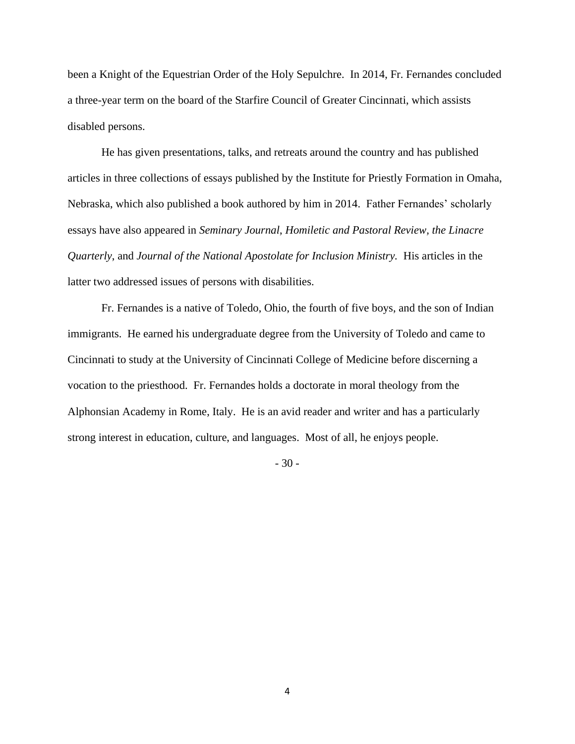been a Knight of the Equestrian Order of the Holy Sepulchre. In 2014, Fr. Fernandes concluded a three-year term on the board of the Starfire Council of Greater Cincinnati, which assists disabled persons.

He has given presentations, talks, and retreats around the country and has published articles in three collections of essays published by the Institute for Priestly Formation in Omaha, Nebraska, which also published a book authored by him in 2014. Father Fernandes' scholarly essays have also appeared in *Seminary Journal*, *Homiletic and Pastoral Review, the Linacre Quarterly*, and *Journal of the National Apostolate for Inclusion Ministry.* His articles in the latter two addressed issues of persons with disabilities.

Fr. Fernandes is a native of Toledo, Ohio, the fourth of five boys, and the son of Indian immigrants. He earned his undergraduate degree from the University of Toledo and came to Cincinnati to study at the University of Cincinnati College of Medicine before discerning a vocation to the priesthood. Fr. Fernandes holds a doctorate in moral theology from the Alphonsian Academy in Rome, Italy. He is an avid reader and writer and has a particularly strong interest in education, culture, and languages. Most of all, he enjoys people.

- 30 -